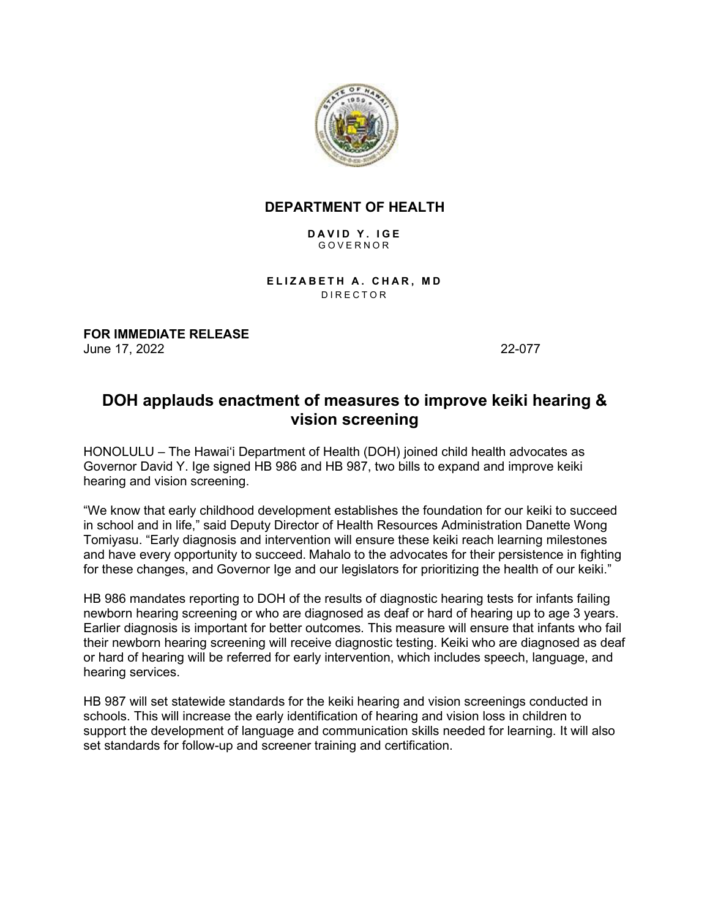**DEPARTMENT OF HEALTH**

**DAVID Y. IGE**
GOVERNOR

**ELIZABETH A. CHAR, MD**
DIRECTOR

**FOR IMMEDIATE RELEASE**
June 17, 2022 22-077

# DOH applauds enactment of measures to improve keiki hearing & vision screening

HONOLULU – The Hawaiʻi Department of Health (DOH) joined child health advocates as Governor David Y. Ige signed HB 986 and HB 987, two bills to expand and improve keiki hearing and vision screening.

"We know that early childhood development establishes the foundation for our keiki to succeed in school and in life," said Deputy Director of Health Resources Administration Danette Wong Tomiyasu. "Early diagnosis and intervention will ensure these keiki reach learning milestones and have every opportunity to succeed. Mahalo to the advocates for their persistence in fighting for these changes, and Governor Ige and our legislators for prioritizing the health of our keiki."

HB 986 mandates reporting to DOH of the results of diagnostic hearing tests for infants failing newborn hearing screening or who are diagnosed as deaf or hard of hearing up to age 3 years. Earlier diagnosis is important for better outcomes. This measure will ensure that infants who fail their newborn hearing screening will receive diagnostic testing. Keiki who are diagnosed as deaf or hard of hearing will be referred for early intervention, which includes speech, language, and hearing services.

HB 987 will set statewide standards for the keiki hearing and vision screenings conducted in schools. This will increase the early identification of hearing and vision loss in children to support the development of language and communication skills needed for learning. It will also set standards for follow-up and screener training and certification.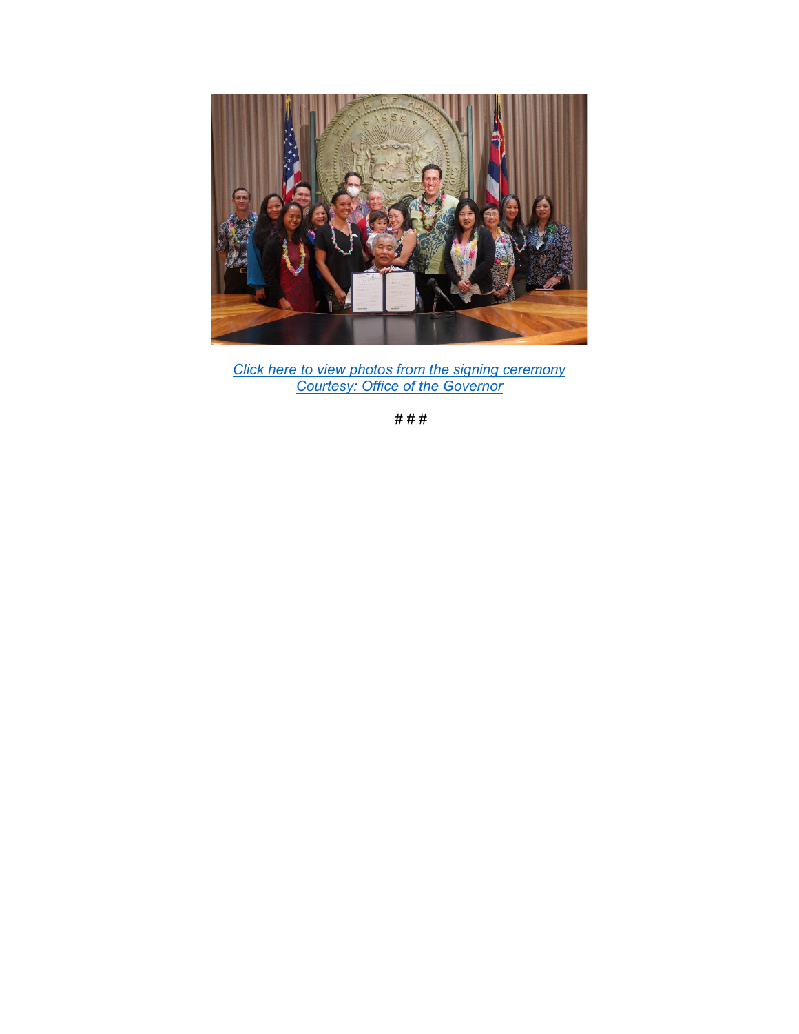*[Click here to view photos from the signing ceremony](#)*
*[Courtesy: Office of the Governor](#)*

# # #